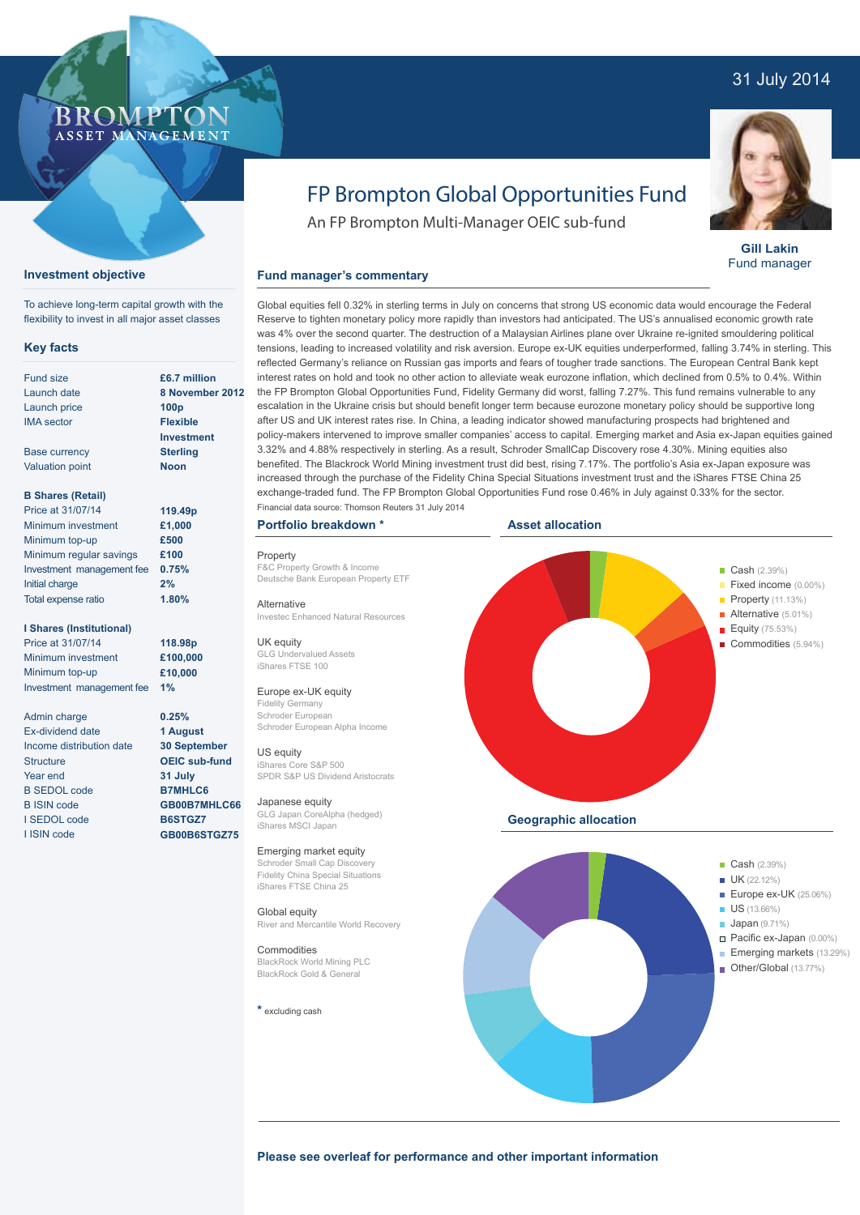31 July 2014

BROMPTON ASSET MANAGEMENT

# FP Brompton Global Opportunities Fund

An FP Brompton Multi-Manager OEIC sub-fund

**Gill Lakin**
Fund manager

## Investment objective

To achieve long-term capital growth with the flexibility to invest in all major asset classes

## Key facts

| | |
|---|---|
| Fund size | **£6.7 million** |
| Launch date | **8 November 2012** |
| Launch price | **100p** |
| IMA sector | **Flexible Investment** |
| Base currency | **Sterling** |
| Valuation point | **Noon** |

**B Shares (Retail)**

| | |
|---|---|
| Price at 31/07/14 | **119.49p** |
| Minimum investment | **£1,000** |
| Minimum top-up | **£500** |
| Minimum regular savings | **£100** |
| Investment management fee | **0.75%** |
| Initial charge | **2%** |
| Total expense ratio | **1.80%** |

**I Shares (Institutional)**

| | |
|---|---|
| Price at 31/07/14 | **118.98p** |
| Minimum investment | **£100,000** |
| Minimum top-up | **£10,000** |
| Investment management fee | **1%** |

| | |
|---|---|
| Admin charge | **0.25%** |
| Ex-dividend date | **1 August** |
| Income distribution date | **30 September** |
| Structure | **OEIC sub-fund** |
| Year end | **31 July** |
| B SEDOL code | **B7MHLC6** |
| B ISIN code | **GB00B7MHLC66** |
| I SEDOL code | **B6STGZ7** |
| I ISIN code | **GB00B6STGZ75** |

## Fund manager's commentary

Global equities fell 0.32% in sterling terms in July on concerns that strong US economic data would encourage the Federal Reserve to tighten monetary policy more rapidly than investors had anticipated. The US's annualised economic growth rate was 4% over the second quarter. The destruction of a Malaysian Airlines plane over Ukraine re-ignited smouldering political tensions, leading to increased volatility and risk aversion. Europe ex-UK equities underperformed, falling 3.74% in sterling. This reflected Germany's reliance on Russian gas imports and fears of tougher trade sanctions. The European Central Bank kept interest rates on hold and took no other action to alleviate weak eurozone inflation, which declined from 0.5% to 0.4%. Within the FP Brompton Global Opportunities Fund, Fidelity Germany did worst, falling 7.27%. This fund remains vulnerable to any escalation in the Ukraine crisis but should benefit longer term because eurozone monetary policy should be supportive long after US and UK interest rates rise. In China, a leading indicator showed manufacturing prospects had brightened and policy-makers intervened to improve smaller companies' access to capital. Emerging market and Asia ex-Japan equities gained 3.32% and 4.88% respectively in sterling. As a result, Schroder SmallCap Discovery rose 4.30%. Mining equities also benefited. The Blackrock World Mining investment trust did best, rising 7.17%. The portfolio's Asia ex-Japan exposure was increased through the purchase of the Fidelity China Special Situations investment trust and the iShares FTSE China 25 exchange-traded fund. The FP Brompton Global Opportunities Fund rose 0.46% in July against 0.33% for the sector.

Financial data source: Thomson Reuters 31 July 2014

## Portfolio breakdown *

**Property**
F&C Property Growth & Income
Deutsche Bank European Property ETF

**Alternative**
Investec Enhanced Natural Resources

**UK equity**
GLG Undervalued Assets
iShares FTSE 100

**Europe ex-UK equity**
Fidelity Germany
Schroder European
Schroder European Alpha Income

**US equity**
iShares Core S&P 500
SPDR S&P US Dividend Aristocrats

**Japanese equity**
GLG Japan CoreAlpha (hedged)
iShares MSCI Japan

**Emerging market equity**
Schroder Small Cap Discovery
Fidelity China Special Situations
iShares FTSE China 25

**Global equity**
River and Mercantile World Recovery

**Commodities**
BlackRock World Mining PLC
BlackRock Gold & General

\* excluding cash

## Asset allocation

- Cash (2.39%)
- Fixed income (0.00%)
- Property (11.13%)
- Alternative (5.01%)
- Equity (75.53%)
- Commodities (5.94%)

## Geographic allocation

- Cash (2.39%)
- UK (22.12%)
- Europe ex-UK (25.06%)
- US (13.66%)
- Japan (9.71%)
- Pacific ex-Japan (0.00%)
- Emerging markets (13.29%)
- Other/Global (13.77%)

**Please see overleaf for performance and other important information**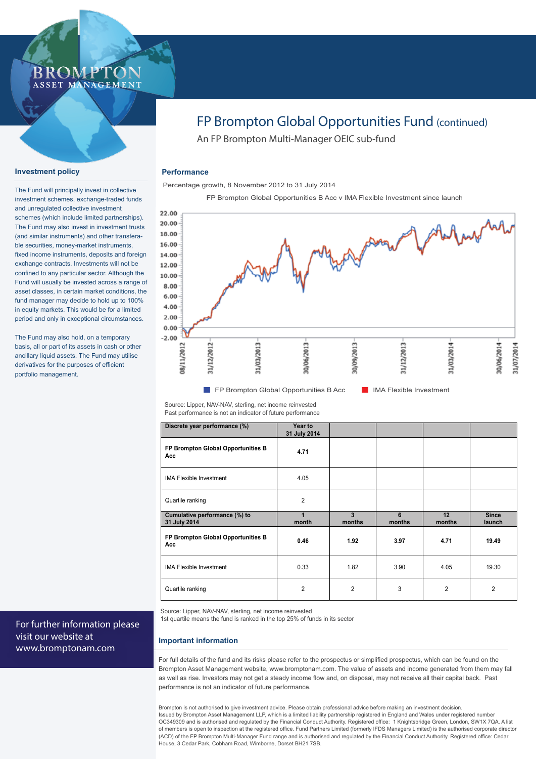BROMPTON
ASSET MANAGEMENT

# FP Brompton Global Opportunities Fund (continued)

An FP Brompton Multi-Manager OEIC sub-fund

## Investment policy

The Fund will principally invest in collective investment schemes, exchange-traded funds and unregulated collective investment schemes (which include limited partnerships). The Fund may also invest in investment trusts (and similar instruments) and other transferable securities, money-market instruments, fixed income instruments, deposits and foreign exchange contracts. Investments will not be confined to any particular sector. Although the Fund will usually be invested across a range of asset classes, in certain market conditions, the fund manager may decide to hold up to 100% in equity markets. This would be for a limited period and only in exceptional circumstances.

The Fund may also hold, on a temporary basis, all or part of its assets in cash or other ancillary liquid assets. The Fund may utilise derivatives for the purposes of efficient portfolio management.

## Performance

Percentage growth, 8 November 2012 to 31 July 2014

FP Brompton Global Opportunities B Acc v IMA Flexible Investment since launch

22.00
20.00
18.00
16.00
14.00
12.00
10.00
8.00
6.00
4.00
2.00
0.00
-2.00

08/11/2012
31/12/2012
31/03/2013
30/06/2013
30/09/2013
31/12/2013
31/03/2014
30/06/2014
31/07/2014

FP Brompton Global Opportunities B Acc
IMA Flexible Investment

Source: Lipper, NAV-NAV, sterling, net income reinvested
Past performance is not an indicator of future performance

| Discrete year performance (%) | Year to 31 July 2014 | | | | |
|---|---|---|---|---|---|
| **FP Brompton Global Opportunities B Acc** | **4.71** | | | | |
| IMA Flexible Investment | 4.05 | | | | |
| Quartile ranking | 2 | | | | |
| **Cumulative performance (%) to 31 July 2014** | **1 month** | **3 months** | **6 months** | **12 months** | **Since launch** |
| **FP Brompton Global Opportunities B Acc** | **0.46** | **1.92** | **3.97** | **4.71** | **19.49** |
| IMA Flexible Investment | 0.33 | 1.82 | 3.90 | 4.05 | 19.30 |
| Quartile ranking | 2 | 2 | 3 | 2 | 2 |

Source: Lipper, NAV-NAV, sterling, net income reinvested
1st quartile means the fund is ranked in the top 25% of funds in its sector

For further information please visit our website at www.bromptonam.com

## Important information

For full details of the fund and its risks please refer to the prospectus or simplified prospectus, which can be found on the Brompton Asset Management website, www.bromptonam.com. The value of assets and income generated from them may fall as well as rise. Investors may not get a steady income flow and, on disposal, may not receive all their capital back. Past performance is not an indicator of future performance.

Brompton is not authorised to give investment advice. Please obtain professional advice before making an investment decision. Issued by Brompton Asset Management LLP, which is a limited liability partnership registered in England and Wales under registered number OC349309 and is authorised and regulated by the Financial Conduct Authority. Registered office: 1 Knightsbridge Green, London, SW1X 7QA. A list of members is open to inspection at the registered office. Fund Partners Limited (formerly IFDS Managers Limited) is the authorised corporate director (ACD) of the FP Brompton Multi-Manager Fund range and is authorised and regulated by the Financial Conduct Authority. Registered office: Cedar House, 3 Cedar Park, Cobham Road, Wimborne, Dorset BH21 7SB.